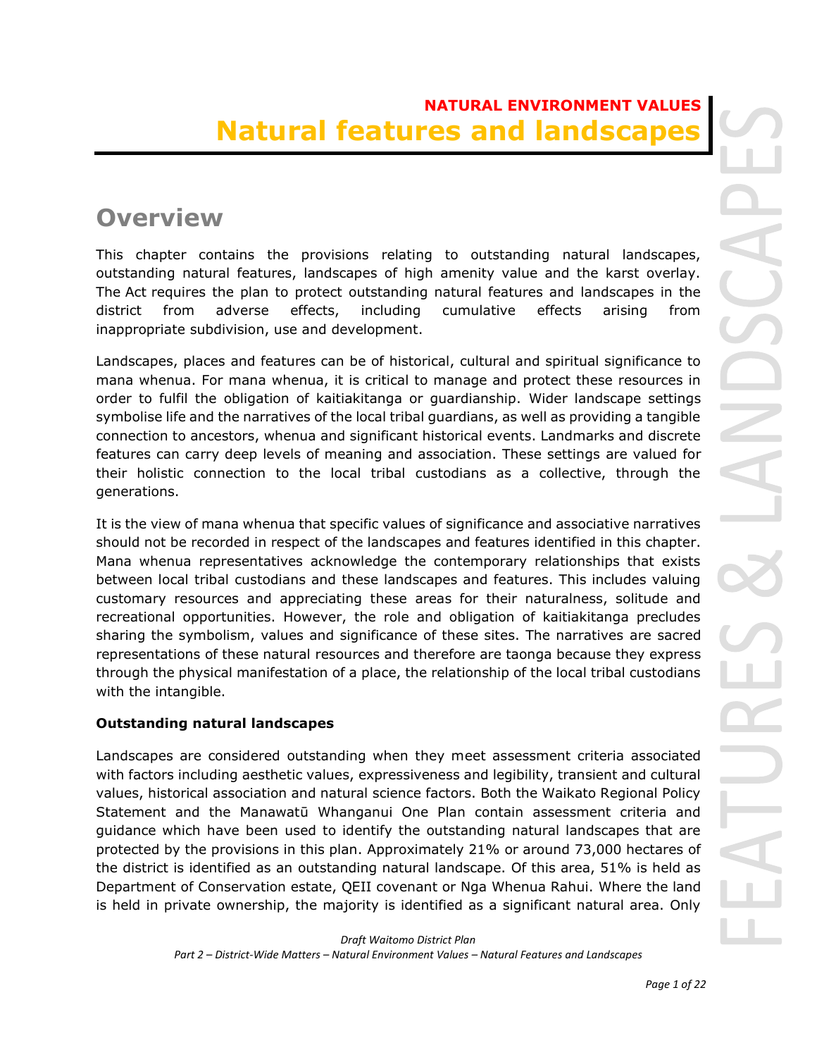**NATURAL ENVIRONMENT VALUES**

# Natural features and landscapes

## Overview

This chapter contains the provisions relating to outstanding natural landscapes, outstanding natural features, landscapes of high amenity value and the karst overlay. The Act requires the plan to protect outstanding natural features and landscapes in the district from adverse effects, including cumulative effects arising from inappropriate subdivision, use and development.

Landscapes, places and features can be of historical, cultural and spiritual significance to mana whenua. For mana whenua, it is critical to manage and protect these resources in order to fulfil the obligation of kaitiakitanga or guardianship. Wider landscape settings symbolise life and the narratives of the local tribal guardians, as well as providing a tangible connection to ancestors, whenua and significant historical events. Landmarks and discrete features can carry deep levels of meaning and association. These settings are valued for their holistic connection to the local tribal custodians as a collective, through the generations.

It is the view of mana whenua that specific values of significance and associative narratives should not be recorded in respect of the landscapes and features identified in this chapter. Mana whenua representatives acknowledge the contemporary relationships that exists between local tribal custodians and these landscapes and features. This includes valuing customary resources and appreciating these areas for their naturalness, solitude and recreational opportunities. However, the role and obligation of kaitiakitanga precludes sharing the symbolism, values and significance of these sites. The narratives are sacred representations of these natural resources and therefore are taonga because they express through the physical manifestation of a place, the relationship of the local tribal custodians with the intangible.

### Outstanding natural landscapes

Landscapes are considered outstanding when they meet assessment criteria associated with factors including aesthetic values, expressiveness and legibility, transient and cultural values, historical association and natural science factors. Both the Waikato Regional Policy Statement and the Manawatū Whanganui One Plan contain assessment criteria and guidance which have been used to identify the outstanding natural landscapes that are protected by the provisions in this plan. Approximately 21% or around 73,000 hectares of the district is identified as an outstanding natural landscape. Of this area, 51% is held as Department of Conservation estate, QEII covenant or Nga Whenua Rahui. Where the land is held in private ownership, the majority is identified as a significant natural area. Only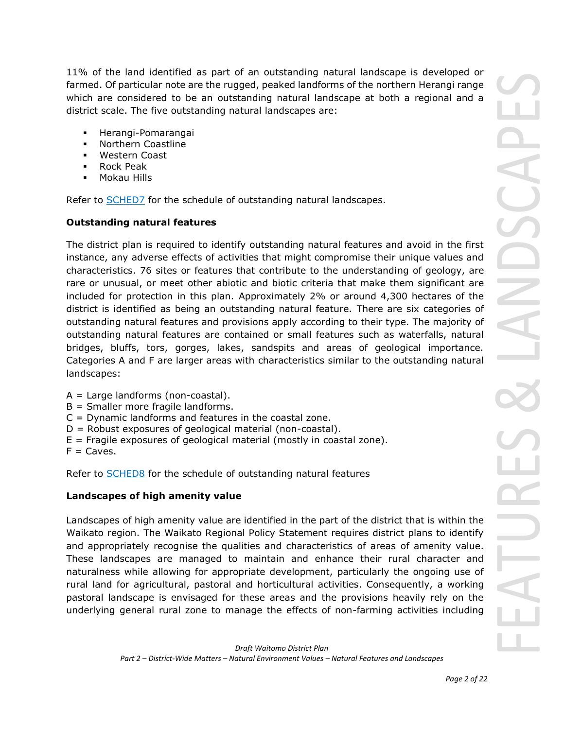11% of the land identified as part of an outstanding natural landscape is developed or farmed. Of particular note are the rugged, peaked landforms of the northern Herangi range which are considered to be an outstanding natural landscape at both a regional and a district scale. The five outstanding natural landscapes are:

- Herangi-Pomarangai
- Northern Coastline
- Western Coast
- Rock Peak
- Mokau Hills

Refer to SCHED7 for the schedule of outstanding natural landscapes.

**Outstanding natural features**

The district plan is required to identify outstanding natural features and avoid in the first instance, any adverse effects of activities that might compromise their unique values and characteristics. 76 sites or features that contribute to the understanding of geology, are rare or unusual, or meet other abiotic and biotic criteria that make them significant are included for protection in this plan. Approximately 2% or around 4,300 hectares of the district is identified as being an outstanding natural feature. There are six categories of outstanding natural features and provisions apply according to their type. The majority of outstanding natural features are contained or small features such as waterfalls, natural bridges, bluffs, tors, gorges, lakes, sandspits and areas of geological importance. Categories A and F are larger areas with characteristics similar to the outstanding natural landscapes:

A = Large landforms (non-coastal).
B = Smaller more fragile landforms.
C = Dynamic landforms and features in the coastal zone.
D = Robust exposures of geological material (non-coastal).
E = Fragile exposures of geological material (mostly in coastal zone).
F = Caves.

Refer to SCHED8 for the schedule of outstanding natural features

**Landscapes of high amenity value**

Landscapes of high amenity value are identified in the part of the district that is within the Waikato region. The Waikato Regional Policy Statement requires district plans to identify and appropriately recognise the qualities and characteristics of areas of amenity value. These landscapes are managed to maintain and enhance their rural character and naturalness while allowing for appropriate development, particularly the ongoing use of rural land for agricultural, pastoral and horticultural activities. Consequently, a working pastoral landscape is envisaged for these areas and the provisions heavily rely on the underlying general rural zone to manage the effects of non-farming activities including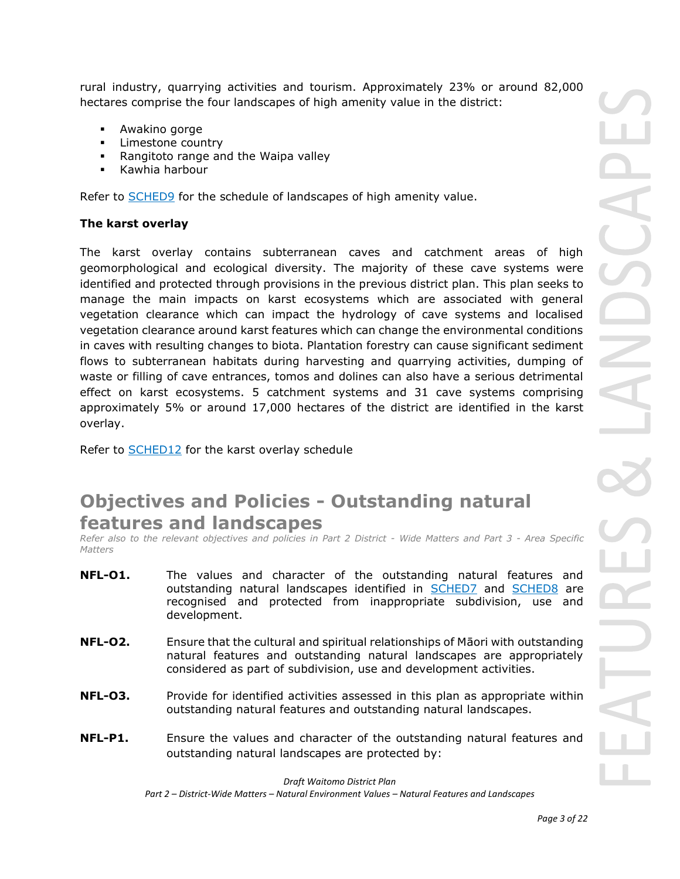rural industry, quarrying activities and tourism. Approximately 23% or around 82,000 hectares comprise the four landscapes of high amenity value in the district:

- Awakino gorge
- Limestone country
- Rangitoto range and the Waipa valley
- Kawhia harbour

Refer to [SCHED9] for the schedule of landscapes of high amenity value.

**The karst overlay**

The karst overlay contains subterranean caves and catchment areas of high geomorphological and ecological diversity. The majority of these cave systems were identified and protected through provisions in the previous district plan. This plan seeks to manage the main impacts on karst ecosystems which are associated with general vegetation clearance which can impact the hydrology of cave systems and localised vegetation clearance around karst features which can change the environmental conditions in caves with resulting changes to biota. Plantation forestry can cause significant sediment flows to subterranean habitats during harvesting and quarrying activities, dumping of waste or filling of cave entrances, tomos and dolines can also have a serious detrimental effect on karst ecosystems. 5 catchment systems and 31 cave systems comprising approximately 5% or around 17,000 hectares of the district are identified in the karst overlay.

Refer to [SCHED12] for the karst overlay schedule

## Objectives and Policies - Outstanding natural features and landscapes

*Refer also to the relevant objectives and policies in Part 2 District - Wide Matters and Part 3 - Area Specific Matters*

**NFL-O1.** The values and character of the outstanding natural features and outstanding natural landscapes identified in [SCHED7] and [SCHED8] are recognised and protected from inappropriate subdivision, use and development.

**NFL-O2.** Ensure that the cultural and spiritual relationships of Māori with outstanding natural features and outstanding natural landscapes are appropriately considered as part of subdivision, use and development activities.

**NFL-O3.** Provide for identified activities assessed in this plan as appropriate within outstanding natural features and outstanding natural landscapes.

**NFL-P1.** Ensure the values and character of the outstanding natural features and outstanding natural landscapes are protected by: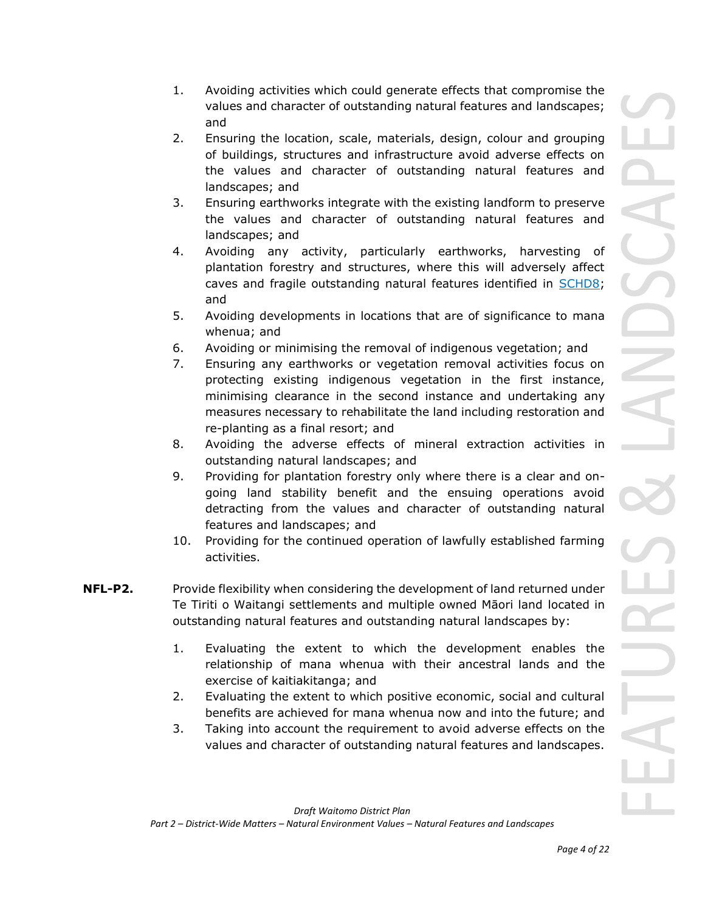1. Avoiding activities which could generate effects that compromise the values and character of outstanding natural features and landscapes; and
2. Ensuring the location, scale, materials, design, colour and grouping of buildings, structures and infrastructure avoid adverse effects on the values and character of outstanding natural features and landscapes; and
3. Ensuring earthworks integrate with the existing landform to preserve the values and character of outstanding natural features and landscapes; and
4. Avoiding any activity, particularly earthworks, harvesting of plantation forestry and structures, where this will adversely affect caves and fragile outstanding natural features identified in SCHD8; and
5. Avoiding developments in locations that are of significance to mana whenua; and
6. Avoiding or minimising the removal of indigenous vegetation; and
7. Ensuring any earthworks or vegetation removal activities focus on protecting existing indigenous vegetation in the first instance, minimising clearance in the second instance and undertaking any measures necessary to rehabilitate the land including restoration and re-planting as a final resort; and
8. Avoiding the adverse effects of mineral extraction activities in outstanding natural landscapes; and
9. Providing for plantation forestry only where there is a clear and on-going land stability benefit and the ensuing operations avoid detracting from the values and character of outstanding natural features and landscapes; and
10. Providing for the continued operation of lawfully established farming activities.

**NFL-P2.** Provide flexibility when considering the development of land returned under Te Tiriti o Waitangi settlements and multiple owned Māori land located in outstanding natural features and outstanding natural landscapes by:

1. Evaluating the extent to which the development enables the relationship of mana whenua with their ancestral lands and the exercise of kaitiakitanga; and
2. Evaluating the extent to which positive economic, social and cultural benefits are achieved for mana whenua now and into the future; and
3. Taking into account the requirement to avoid adverse effects on the values and character of outstanding natural features and landscapes.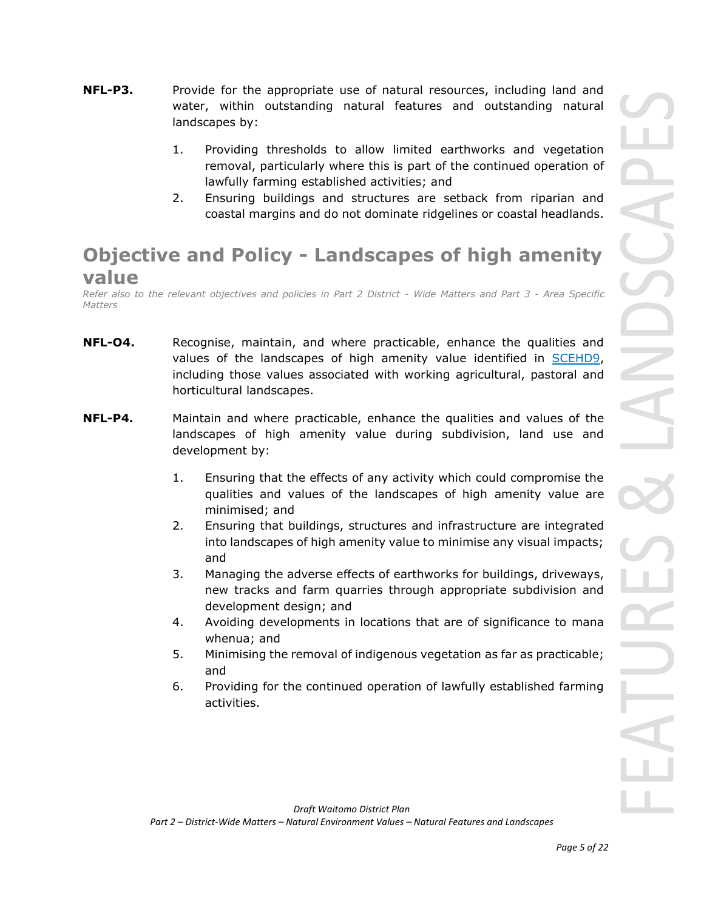**NFL-P3.** Provide for the appropriate use of natural resources, including land and water, within outstanding natural features and outstanding natural landscapes by:

1. Providing thresholds to allow limited earthworks and vegetation removal, particularly where this is part of the continued operation of lawfully farming established activities; and
2. Ensuring buildings and structures are setback from riparian and coastal margins and do not dominate ridgelines or coastal headlands.

## Objective and Policy - Landscapes of high amenity value

*Refer also to the relevant objectives and policies in Part 2 District - Wide Matters and Part 3 - Area Specific Matters*

**NFL-O4.** Recognise, maintain, and where practicable, enhance the qualities and values of the landscapes of high amenity value identified in SCEHD9, including those values associated with working agricultural, pastoral and horticultural landscapes.

**NFL-P4.** Maintain and where practicable, enhance the qualities and values of the landscapes of high amenity value during subdivision, land use and development by:

1. Ensuring that the effects of any activity which could compromise the qualities and values of the landscapes of high amenity value are minimised; and
2. Ensuring that buildings, structures and infrastructure are integrated into landscapes of high amenity value to minimise any visual impacts; and
3. Managing the adverse effects of earthworks for buildings, driveways, new tracks and farm quarries through appropriate subdivision and development design; and
4. Avoiding developments in locations that are of significance to mana whenua; and
5. Minimising the removal of indigenous vegetation as far as practicable; and
6. Providing for the continued operation of lawfully established farming activities.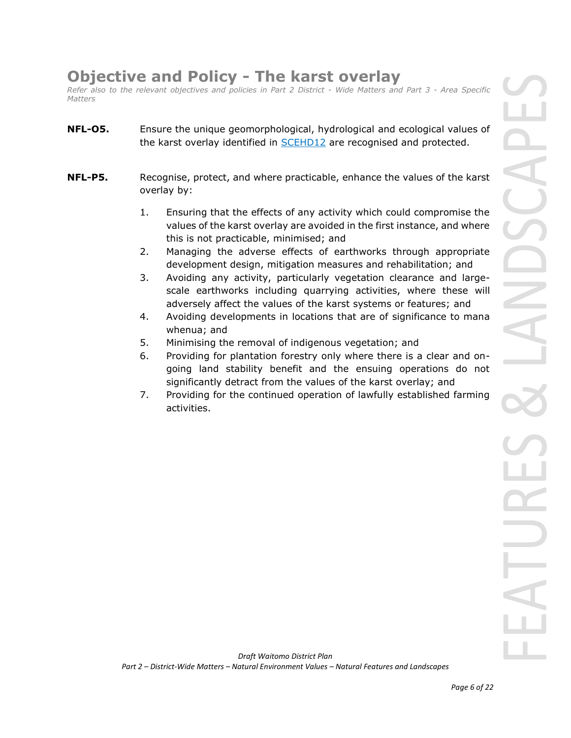## Objective and Policy - The karst overlay

*Refer also to the relevant objectives and policies in Part 2 District - Wide Matters and Part 3 - Area Specific Matters*

**NFL-O5.** Ensure the unique geomorphological, hydrological and ecological values of the karst overlay identified in SCEHD12 are recognised and protected.

**NFL-P5.** Recognise, protect, and where practicable, enhance the values of the karst overlay by:

1. Ensuring that the effects of any activity which could compromise the values of the karst overlay are avoided in the first instance, and where this is not practicable, minimised; and
2. Managing the adverse effects of earthworks through appropriate development design, mitigation measures and rehabilitation; and
3. Avoiding any activity, particularly vegetation clearance and large-scale earthworks including quarrying activities, where these will adversely affect the values of the karst systems or features; and
4. Avoiding developments in locations that are of significance to mana whenua; and
5. Minimising the removal of indigenous vegetation; and
6. Providing for plantation forestry only where there is a clear and on-going land stability benefit and the ensuing operations do not significantly detract from the values of the karst overlay; and
7. Providing for the continued operation of lawfully established farming activities.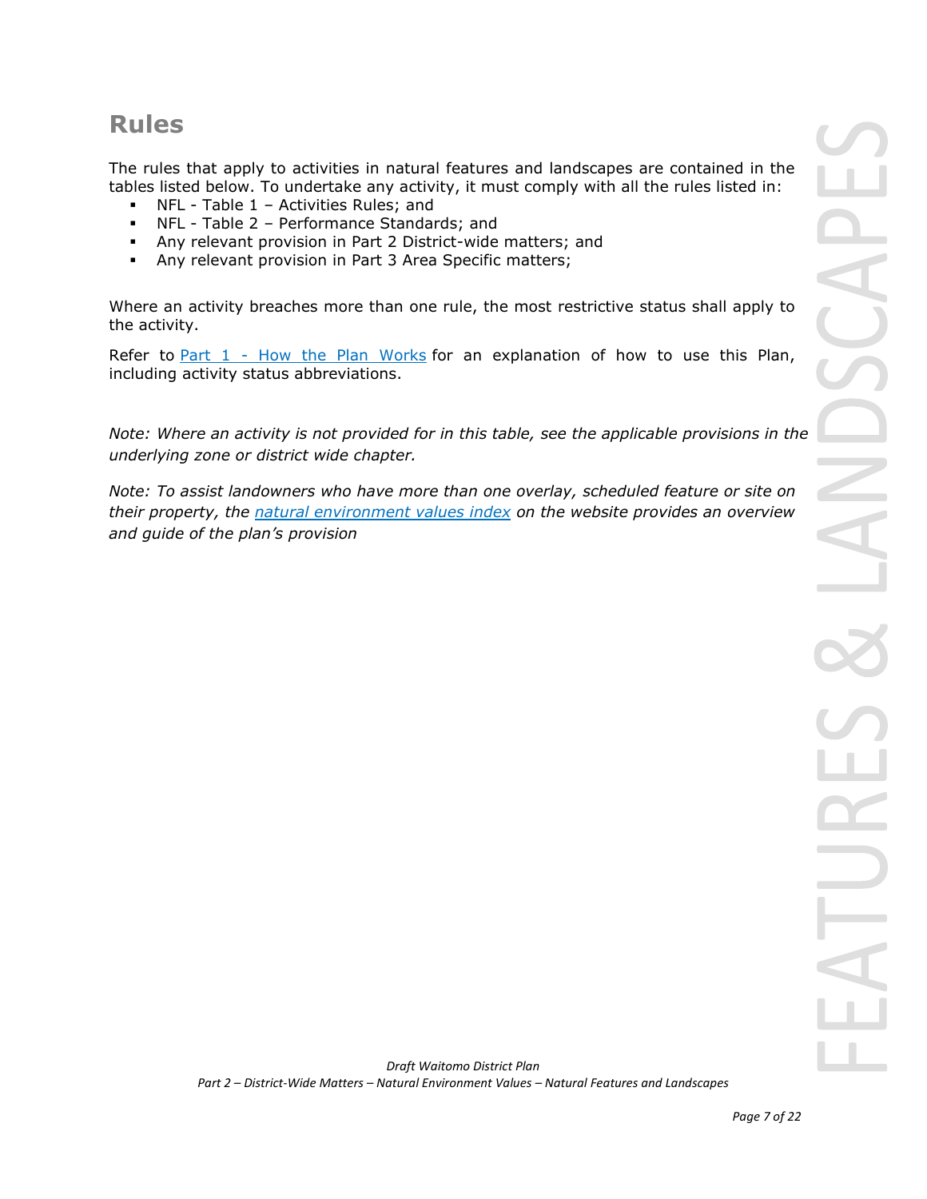## Rules

The rules that apply to activities in natural features and landscapes are contained in the tables listed below. To undertake any activity, it must comply with all the rules listed in:

- NFL - Table 1 – Activities Rules; and
- NFL - Table 2 – Performance Standards; and
- Any relevant provision in Part 2 District-wide matters; and
- Any relevant provision in Part 3 Area Specific matters;

Where an activity breaches more than one rule, the most restrictive status shall apply to the activity.

Refer to [Part 1 - How the Plan Works](#) for an explanation of how to use this Plan, including activity status abbreviations.

*Note: Where an activity is not provided for in this table, see the applicable provisions in the underlying zone or district wide chapter.*

*Note: To assist landowners who have more than one overlay, scheduled feature or site on their property, the [natural environment values index](#) on the website provides an overview and guide of the plan's provision*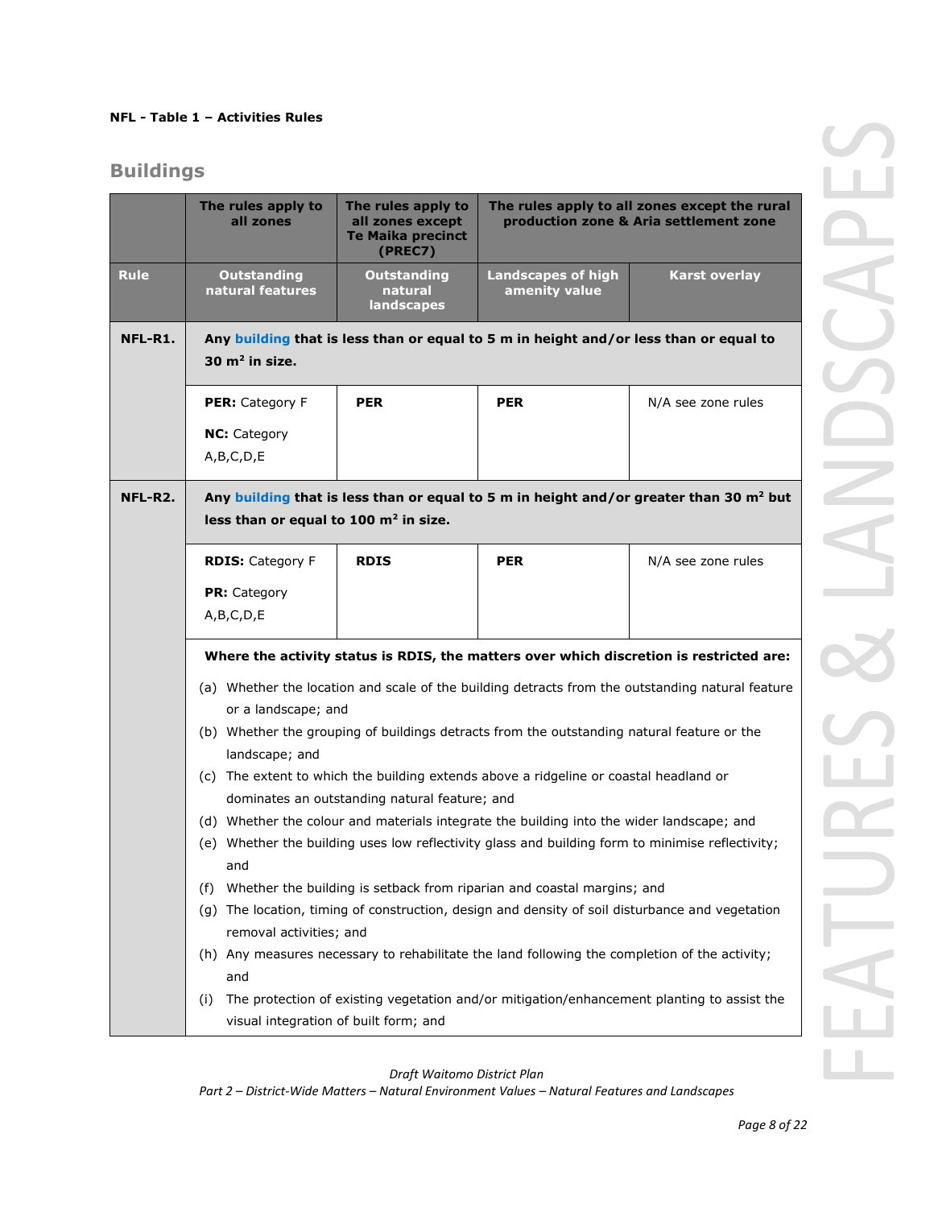**NFL - Table 1 – Activities Rules**

## Buildings

| | The rules apply to all zones | The rules apply to all zones except Te Maika precinct (PREC7) | The rules apply to all zones except the rural production zone & Aria settlement zone | |
|---|---|---|---|---|
| **Rule** | **Outstanding natural features** | **Outstanding natural landscapes** | **Landscapes of high amenity value** | **Karst overlay** |
| **NFL-R1.** | **Any building that is less than or equal to 5 m in height and/or less than or equal to 30 m² in size.** | | | |
| | **PER:** Category F<br><br>**NC:** Category A,B,C,D,E | **PER** | **PER** | N/A see zone rules |
| **NFL-R2.** | **Any building that is less than or equal to 5 m in height and/or greater than 30 m² but less than or equal to 100 m² in size.** | | | |
| | **RDIS:** Category F<br><br>**PR:** Category A,B,C,D,E | **RDIS** | **PER** | N/A see zone rules |
| | **Where the activity status is RDIS, the matters over which discretion is restricted are:**<br><br>(a) Whether the location and scale of the building detracts from the outstanding natural feature or a landscape; and<br>(b) Whether the grouping of buildings detracts from the outstanding natural feature or the landscape; and<br>(c) The extent to which the building extends above a ridgeline or coastal headland or dominates an outstanding natural feature; and<br>(d) Whether the colour and materials integrate the building into the wider landscape; and<br>(e) Whether the building uses low reflectivity glass and building form to minimise reflectivity; and<br>(f) Whether the building is setback from riparian and coastal margins; and<br>(g) The location, timing of construction, design and density of soil disturbance and vegetation removal activities; and<br>(h) Any measures necessary to rehabilitate the land following the completion of the activity; and<br>(i) The protection of existing vegetation and/or mitigation/enhancement planting to assist the visual integration of built form; and | | | |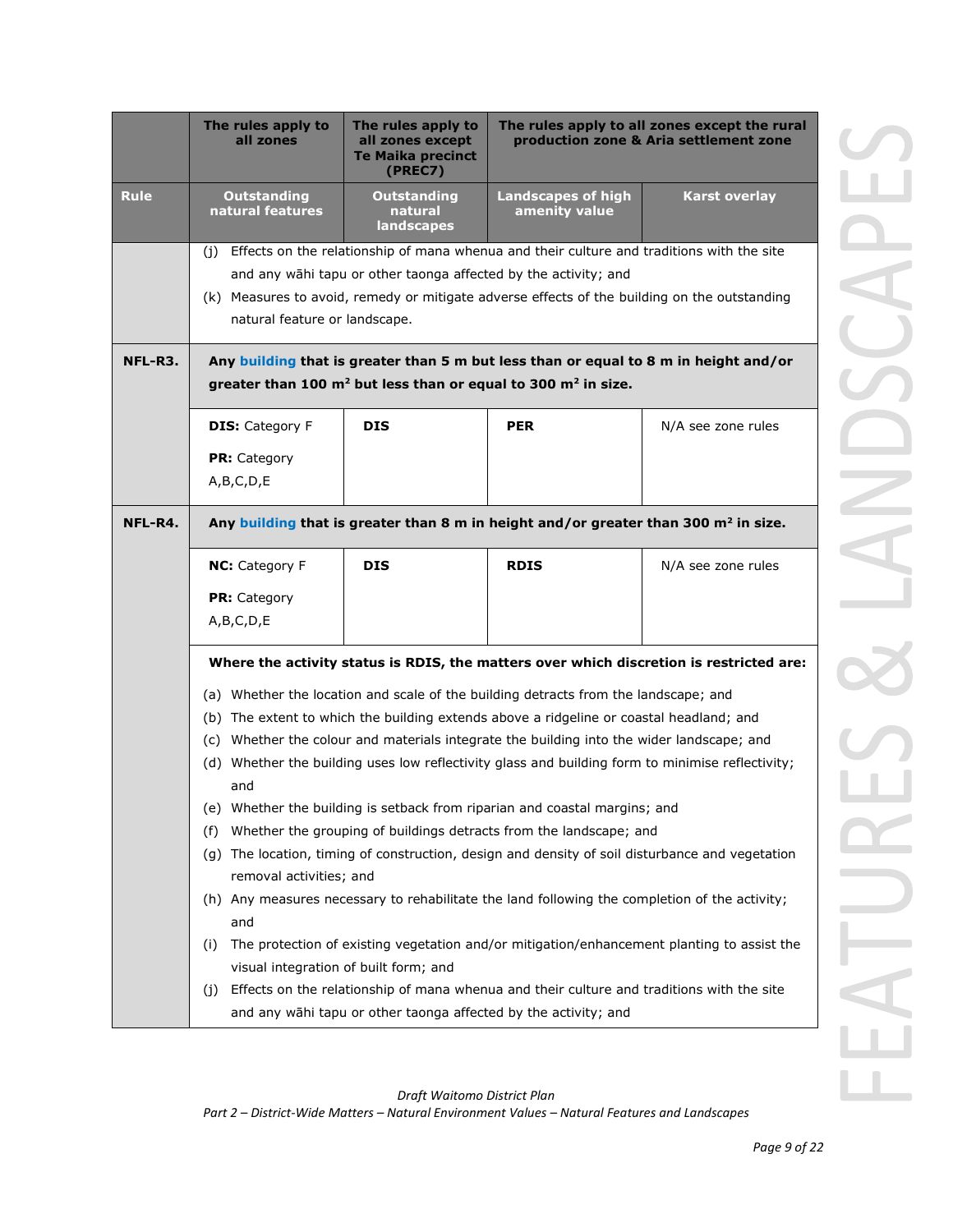| | The rules apply to all zones | The rules apply to all zones except Te Maika precinct (PREC7) | The rules apply to all zones except the rural production zone & Aria settlement zone | |
|---|---|---|---|---|
| **Rule** | **Outstanding natural features** | **Outstanding natural landscapes** | **Landscapes of high amenity value** | **Karst overlay** |
| | (j) Effects on the relationship of mana whenua and their culture and traditions with the site and any wāhi tapu or other taonga affected by the activity; and<br>(k) Measures to avoid, remedy or mitigate adverse effects of the building on the outstanding natural feature or landscape. | | | |
| **NFL-R3.** | **Any building that is greater than 5 m but less than or equal to 8 m in height and/or greater than 100 m² but less than or equal to 300 m² in size.** | | | |
| | **DIS:** Category F<br><br>**PR:** Category A,B,C,D,E | **DIS** | **PER** | N/A see zone rules |
| **NFL-R4.** | **Any building that is greater than 8 m in height and/or greater than 300 m² in size.** | | | |
| | **NC:** Category F<br><br>**PR:** Category A,B,C,D,E | **DIS** | **RDIS** | N/A see zone rules |
| | **Where the activity status is RDIS, the matters over which discretion is restricted are:**<br>(a) Whether the location and scale of the building detracts from the landscape; and<br>(b) The extent to which the building extends above a ridgeline or coastal headland; and<br>(c) Whether the colour and materials integrate the building into the wider landscape; and<br>(d) Whether the building uses low reflectivity glass and building form to minimise reflectivity; and<br>(e) Whether the building is setback from riparian and coastal margins; and<br>(f) Whether the grouping of buildings detracts from the landscape; and<br>(g) The location, timing of construction, design and density of soil disturbance and vegetation removal activities; and<br>(h) Any measures necessary to rehabilitate the land following the completion of the activity; and<br>(i) The protection of existing vegetation and/or mitigation/enhancement planting to assist the visual integration of built form; and<br>(j) Effects on the relationship of mana whenua and their culture and traditions with the site and any wāhi tapu or other taonga affected by the activity; and | | | |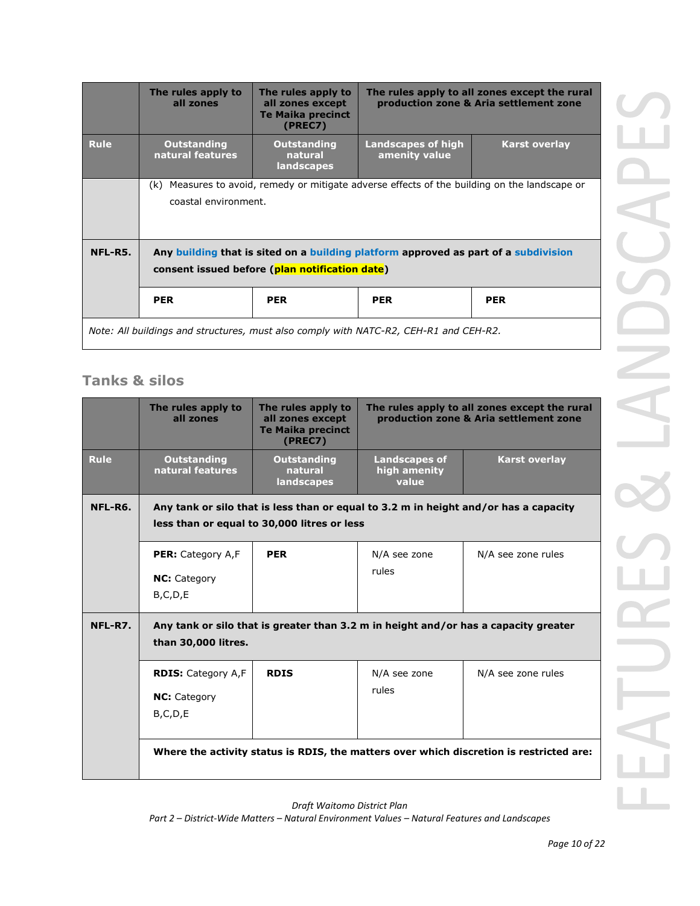| | The rules apply to all zones | The rules apply to all zones except Te Maika precinct (PREC7) | The rules apply to all zones except the rural production zone & Aria settlement zone | |
|---|---|---|---|---|
| **Rule** | **Outstanding natural features** | **Outstanding natural landscapes** | **Landscapes of high amenity value** | **Karst overlay** |
| | (k) Measures to avoid, remedy or mitigate adverse effects of the building on the landscape or coastal environment. | | | |
| **NFL-R5.** | **Any building that is sited on a building platform approved as part of a subdivision consent issued before (plan notification date)** | | | |
| | **PER** | **PER** | **PER** | **PER** |
| *Note: All buildings and structures, must also comply with NATC-R2, CEH-R1 and CEH-R2.* | | | | |

## Tanks & silos

| | The rules apply to all zones | The rules apply to all zones except Te Maika precinct (PREC7) | The rules apply to all zones except the rural production zone & Aria settlement zone | |
|---|---|---|---|---|
| **Rule** | **Outstanding natural features** | **Outstanding natural landscapes** | **Landscapes of high amenity value** | **Karst overlay** |
| **NFL-R6.** | **Any tank or silo that is less than or equal to 3.2 m in height and/or has a capacity less than or equal to 30,000 litres or less** | | | |
| | **PER:** Category A,F<br>**NC:** Category B,C,D,E | **PER** | N/A see zone rules | N/A see zone rules |
| **NFL-R7.** | **Any tank or silo that is greater than 3.2 m in height and/or has a capacity greater than 30,000 litres.** | | | |
| | **RDIS:** Category A,F<br>**NC:** Category B,C,D,E | **RDIS** | N/A see zone rules | N/A see zone rules |
| | **Where the activity status is RDIS, the matters over which discretion is restricted are:** | | | |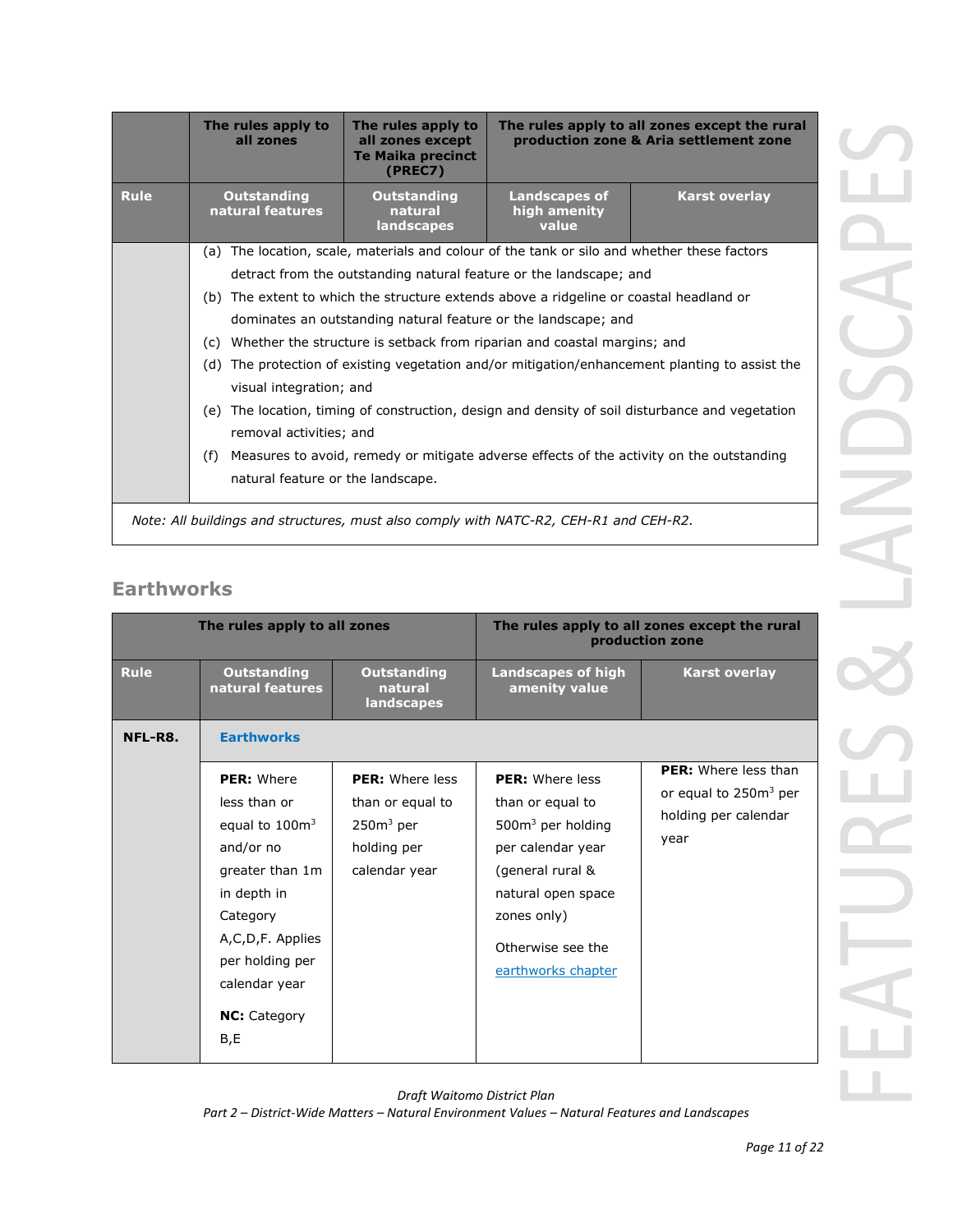| | The rules apply to all zones | The rules apply to all zones except Te Maika precinct (PREC7) | The rules apply to all zones except the rural production zone & Aria settlement zone | |
|---|---|---|---|---|
| **Rule** | **Outstanding natural features** | **Outstanding natural landscapes** | **Landscapes of high amenity value** | **Karst overlay** |
| | (a) The location, scale, materials and colour of the tank or silo and whether these factors detract from the outstanding natural feature or the landscape; and<br>(b) The extent to which the structure extends above a ridgeline or coastal headland or dominates an outstanding natural feature or the landscape; and<br>(c) Whether the structure is setback from riparian and coastal margins; and<br>(d) The protection of existing vegetation and/or mitigation/enhancement planting to assist the visual integration; and<br>(e) The location, timing of construction, design and density of soil disturbance and vegetation removal activities; and<br>(f) Measures to avoid, remedy or mitigate adverse effects of the activity on the outstanding natural feature or the landscape. | | | |
| *Note: All buildings and structures, must also comply with NATC-R2, CEH-R1 and CEH-R2.* | | | | |

## Earthworks

| | The rules apply to all zones | | The rules apply to all zones except the rural production zone | |
|---|---|---|---|---|
| **Rule** | **Outstanding natural features** | **Outstanding natural landscapes** | **Landscapes of high amenity value** | **Karst overlay** |
| **NFL-R8.** | **Earthworks** | | | |
| | **PER:** Where less than or equal to 100m$^3$ and/or no greater than 1m in depth in Category A,C,D,F. Applies per holding per calendar year<br><br>**NC:** Category B,E | **PER:** Where less than or equal to 250m$^3$ per holding per calendar year | **PER:** Where less than or equal to 500m$^3$ per holding per calendar year (general rural & natural open space zones only)<br><br>Otherwise see the earthworks chapter | **PER:** Where less than or equal to 250m$^3$ per holding per calendar year |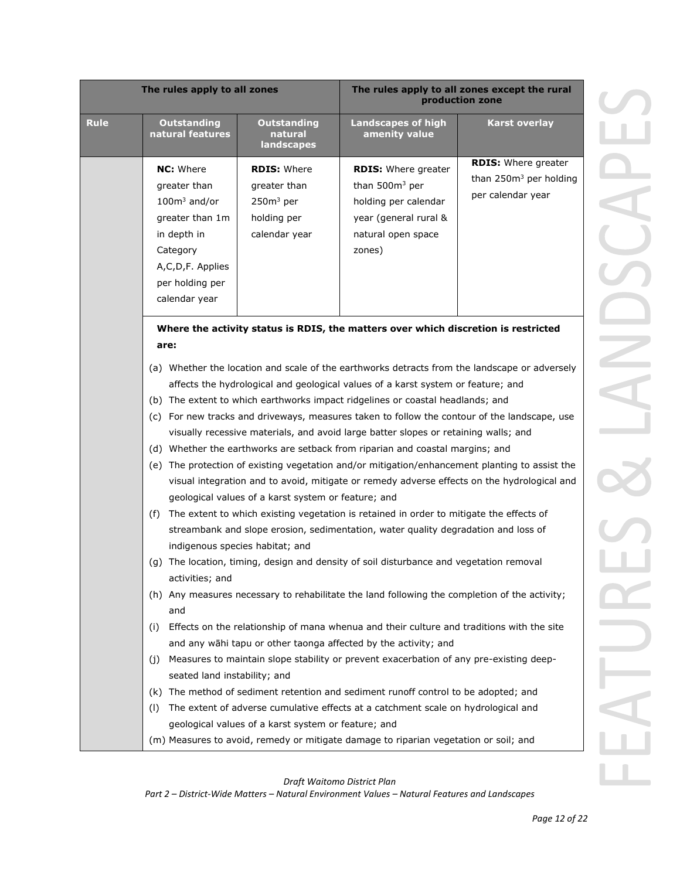| The rules apply to all zones | | | The rules apply to all zones except the rural production zone | |
|---|---|---|---|---|
| **Rule** | **Outstanding natural features** | **Outstanding natural landscapes** | **Landscapes of high amenity value** | **Karst overlay** |
| | **NC:** Where greater than $100m^3$ and/or greater than 1m in depth in Category A,C,D,F. Applies per holding per calendar year | **RDIS:** Where greater than $250m^3$ per holding per calendar year | **RDIS:** Where greater than $500m^3$ per holding per calendar year (general rural & natural open space zones) | **RDIS:** Where greater than $250m^3$ per holding per calendar year |

**Where the activity status is RDIS, the matters over which discretion is restricted are:**

(a) Whether the location and scale of the earthworks detracts from the landscape or adversely affects the hydrological and geological values of a karst system or feature; and

(b) The extent to which earthworks impact ridgelines or coastal headlands; and

(c) For new tracks and driveways, measures taken to follow the contour of the landscape, use visually recessive materials, and avoid large batter slopes or retaining walls; and

(d) Whether the earthworks are setback from riparian and coastal margins; and

(e) The protection of existing vegetation and/or mitigation/enhancement planting to assist the visual integration and to avoid, mitigate or remedy adverse effects on the hydrological and geological values of a karst system or feature; and

(f) The extent to which existing vegetation is retained in order to mitigate the effects of streambank and slope erosion, sedimentation, water quality degradation and loss of indigenous species habitat; and

(g) The location, timing, design and density of soil disturbance and vegetation removal activities; and

(h) Any measures necessary to rehabilitate the land following the completion of the activity; and

(i) Effects on the relationship of mana whenua and their culture and traditions with the site and any wāhi tapu or other taonga affected by the activity; and

(j) Measures to maintain slope stability or prevent exacerbation of any pre-existing deep-seated land instability; and

(k) The method of sediment retention and sediment runoff control to be adopted; and

(l) The extent of adverse cumulative effects at a catchment scale on hydrological and geological values of a karst system or feature; and

(m) Measures to avoid, remedy or mitigate damage to riparian vegetation or soil; and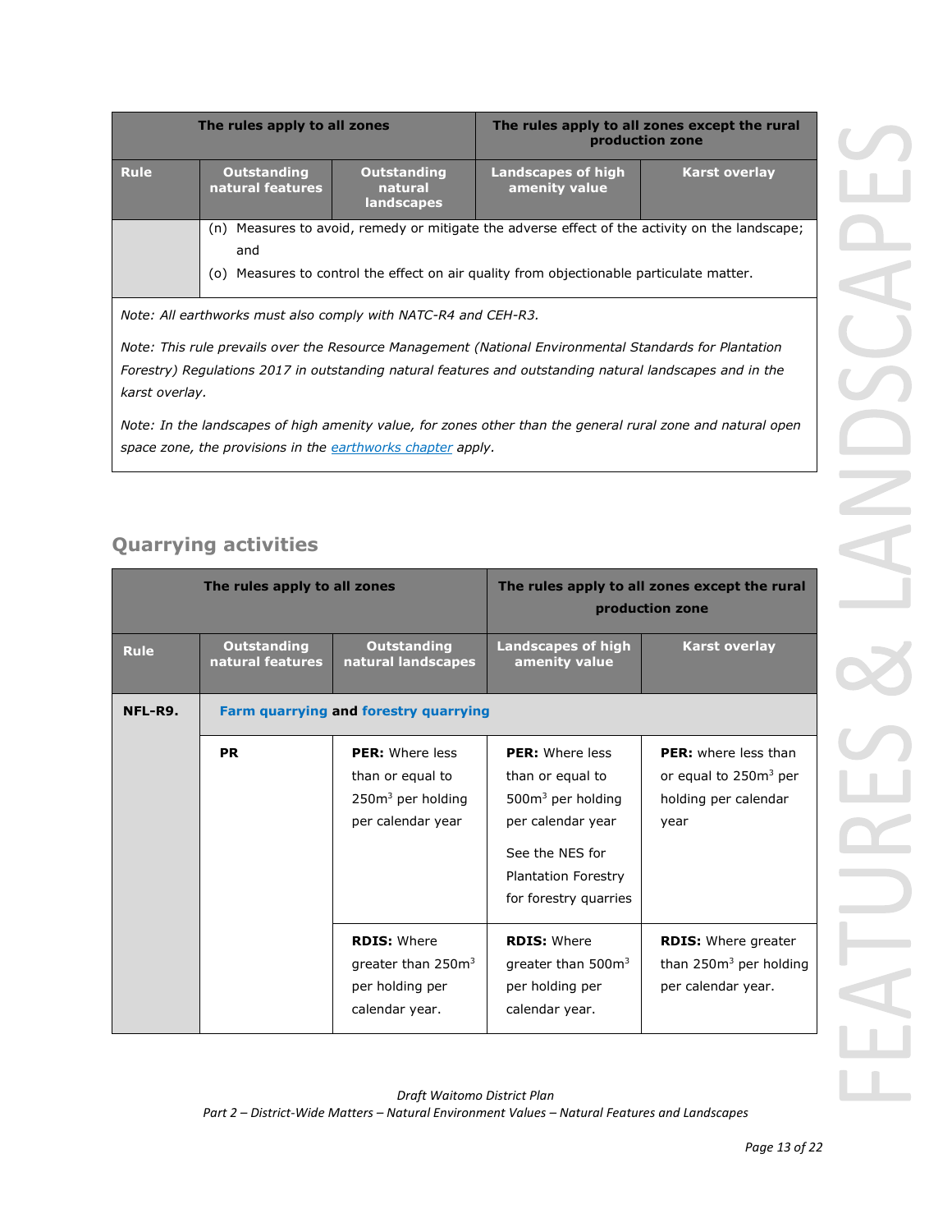| The rules apply to all zones | | | The rules apply to all zones except the rural production zone | |
|---|---|---|---|---|
| **Rule** | **Outstanding natural features** | **Outstanding natural landscapes** | **Landscapes of high amenity value** | **Karst overlay** |
| | (n) Measures to avoid, remedy or mitigate the adverse effect of the activity on the landscape; and (o) Measures to control the effect on air quality from objectionable particulate matter. | | | |

*Note: All earthworks must also comply with NATC-R4 and CEH-R3.*

*Note: This rule prevails over the Resource Management (National Environmental Standards for Plantation Forestry) Regulations 2017 in outstanding natural features and outstanding natural landscapes and in the karst overlay.*

*Note: In the landscapes of high amenity value, for zones other than the general rural zone and natural open space zone, the provisions in the earthworks chapter apply.*

## Quarrying activities

| The rules apply to all zones | | | The rules apply to all zones except the rural production zone | |
|---|---|---|---|---|
| **Rule** | **Outstanding natural features** | **Outstanding natural landscapes** | **Landscapes of high amenity value** | **Karst overlay** |
| **NFL-R9.** | **Farm quarrying and forestry quarrying** | | | |
| | **PR** | **PER:** Where less than or equal to 250m$^3$ per holding per calendar year | **PER:** Where less than or equal to 500m$^3$ per holding per calendar year<br><br>See the NES for Plantation Forestry for forestry quarries | **PER:** where less than or equal to 250m$^3$ per holding per calendar year |
| | | **RDIS:** Where greater than 250m$^3$ per holding per calendar year. | **RDIS:** Where greater than 500m$^3$ per holding per calendar year. | **RDIS:** Where greater than 250m$^3$ per holding per calendar year. |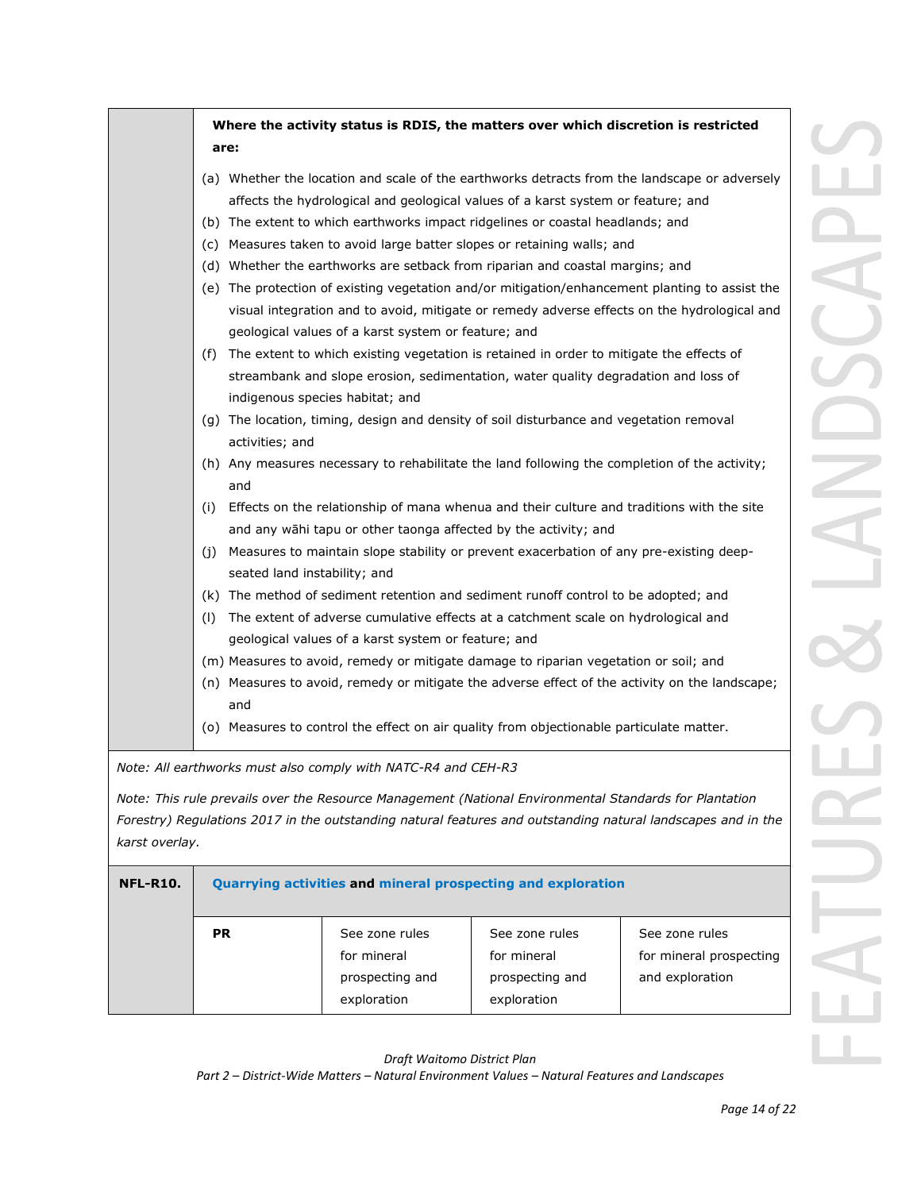| | **Where the activity status is RDIS, the matters over which discretion is restricted are:**<br>(a) Whether the location and scale of the earthworks detracts from the landscape or adversely affects the hydrological and geological values of a karst system or feature; and<br>(b) The extent to which earthworks impact ridgelines or coastal headlands; and<br>(c) Measures taken to avoid large batter slopes or retaining walls; and<br>(d) Whether the earthworks are setback from riparian and coastal margins; and<br>(e) The protection of existing vegetation and/or mitigation/enhancement planting to assist the visual integration and to avoid, mitigate or remedy adverse effects on the hydrological and geological values of a karst system or feature; and<br>(f) The extent to which existing vegetation is retained in order to mitigate the effects of streambank and slope erosion, sedimentation, water quality degradation and loss of indigenous species habitat; and<br>(g) The location, timing, design and density of soil disturbance and vegetation removal activities; and<br>(h) Any measures necessary to rehabilitate the land following the completion of the activity; and<br>(i) Effects on the relationship of mana whenua and their culture and traditions with the site and any wāhi tapu or other taonga affected by the activity; and<br>(j) Measures to maintain slope stability or prevent exacerbation of any pre-existing deep-seated land instability; and<br>(k) The method of sediment retention and sediment runoff control to be adopted; and<br>(l) The extent of adverse cumulative effects at a catchment scale on hydrological and geological values of a karst system or feature; and<br>(m) Measures to avoid, remedy or mitigate damage to riparian vegetation or soil; and<br>(n) Measures to avoid, remedy or mitigate the adverse effect of the activity on the landscape; and<br>(o) Measures to control the effect on air quality from objectionable particulate matter. |
|---|---|

*Note: All earthworks must also comply with NATC-R4 and CEH-R3*

*Note: This rule prevails over the Resource Management (National Environmental Standards for Plantation Forestry) Regulations 2017 in the outstanding natural features and outstanding natural landscapes and in the karst overlay.*

| **NFL-R10.** | **Quarrying activities and mineral prospecting and exploration** | | | |
|---|---|---|---|---|
| | **PR** | See zone rules for mineral prospecting and exploration | See zone rules for mineral prospecting and exploration | See zone rules for mineral prospecting and exploration |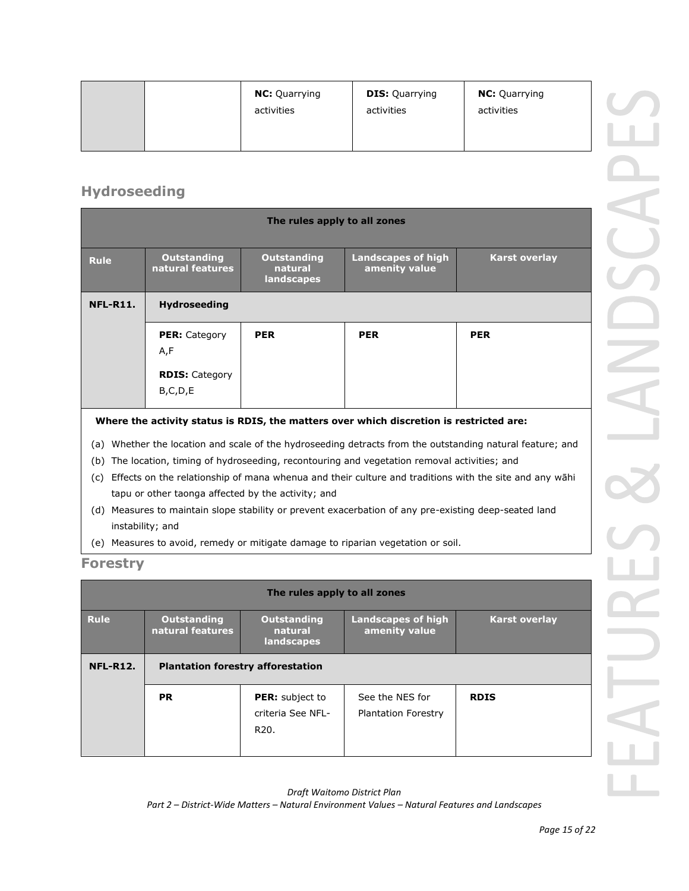| | | | | |
|---|---|---|---|---|
| | | **NC:** Quarrying activities | **DIS:** Quarrying activities | **NC:** Quarrying activities |

## Hydroseeding

| The rules apply to all zones | | | | |
|---|---|---|---|---|
| **Rule** | **Outstanding natural features** | **Outstanding natural landscapes** | **Landscapes of high amenity value** | **Karst overlay** |
| **NFL-R11.** | **Hydroseeding** | | | |
| | **PER:** Category A,F<br><br>**RDIS:** Category B,C,D,E | **PER** | **PER** | **PER** |

**Where the activity status is RDIS, the matters over which discretion is restricted are:**

(a) Whether the location and scale of the hydroseeding detracts from the outstanding natural feature; and

(b) The location, timing of hydroseeding, recontouring and vegetation removal activities; and

(c) Effects on the relationship of mana whenua and their culture and traditions with the site and any wāhi tapu or other taonga affected by the activity; and

(d) Measures to maintain slope stability or prevent exacerbation of any pre-existing deep-seated land instability; and

(e) Measures to avoid, remedy or mitigate damage to riparian vegetation or soil.

## Forestry

| The rules apply to all zones | | | | |
|---|---|---|---|---|
| **Rule** | **Outstanding natural features** | **Outstanding natural landscapes** | **Landscapes of high amenity value** | **Karst overlay** |
| **NFL-R12.** | **Plantation forestry afforestation** | | | |
| | **PR** | **PER:** subject to criteria See NFL-R20. | See the NES for Plantation Forestry | **RDIS** |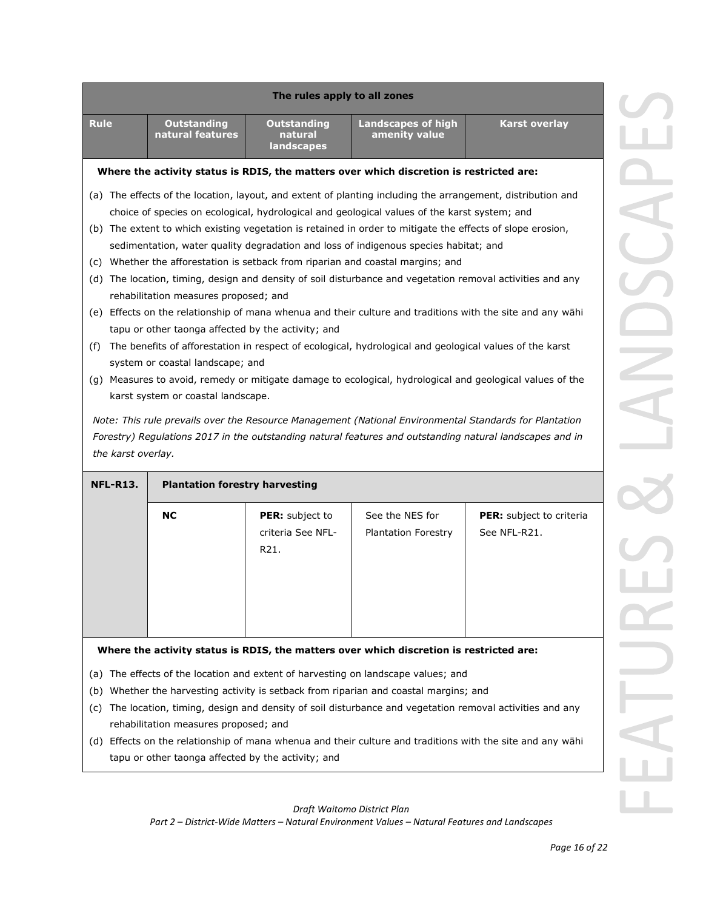| The rules apply to all zones | | | | |
|---|---|---|---|---|
| **Rule** | **Outstanding natural features** | **Outstanding natural landscapes** | **Landscapes of high amenity value** | **Karst overlay** |

**Where the activity status is RDIS, the matters over which discretion is restricted are:**

(a) The effects of the location, layout, and extent of planting including the arrangement, distribution and choice of species on ecological, hydrological and geological values of the karst system; and

(b) The extent to which existing vegetation is retained in order to mitigate the effects of slope erosion, sedimentation, water quality degradation and loss of indigenous species habitat; and

(c) Whether the afforestation is setback from riparian and coastal margins; and

(d) The location, timing, design and density of soil disturbance and vegetation removal activities and any rehabilitation measures proposed; and

(e) Effects on the relationship of mana whenua and their culture and traditions with the site and any wāhi tapu or other taonga affected by the activity; and

(f) The benefits of afforestation in respect of ecological, hydrological and geological values of the karst system or coastal landscape; and

(g) Measures to avoid, remedy or mitigate damage to ecological, hydrological and geological values of the karst system or coastal landscape.

*Note: This rule prevails over the Resource Management (National Environmental Standards for Plantation Forestry) Regulations 2017 in the outstanding natural features and outstanding natural landscapes and in the karst overlay.*

| **NFL-R13.** | **Plantation forestry harvesting** | | | |
|---|---|---|---|---|
| | **NC** | **PER:** subject to criteria See NFL-R21. | See the NES for Plantation Forestry | **PER:** subject to criteria See NFL-R21. |

**Where the activity status is RDIS, the matters over which discretion is restricted are:**

(a) The effects of the location and extent of harvesting on landscape values; and

(b) Whether the harvesting activity is setback from riparian and coastal margins; and

(c) The location, timing, design and density of soil disturbance and vegetation removal activities and any rehabilitation measures proposed; and

(d) Effects on the relationship of mana whenua and their culture and traditions with the site and any wāhi tapu or other taonga affected by the activity; and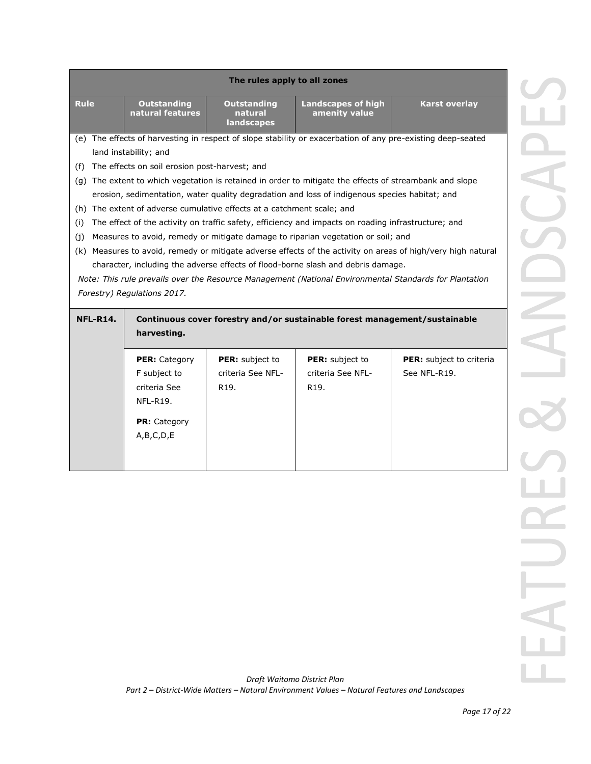| The rules apply to all zones | | | | |
|---|---|---|---|---|
| **Rule** | **Outstanding natural features** | **Outstanding natural landscapes** | **Landscapes of high amenity value** | **Karst overlay** |

(e) The effects of harvesting in respect of slope stability or exacerbation of any pre-existing deep-seated land instability; and

(f) The effects on soil erosion post-harvest; and

(g) The extent to which vegetation is retained in order to mitigate the effects of streambank and slope erosion, sedimentation, water quality degradation and loss of indigenous species habitat; and

(h) The extent of adverse cumulative effects at a catchment scale; and

(i) The effect of the activity on traffic safety, efficiency and impacts on roading infrastructure; and

(j) Measures to avoid, remedy or mitigate damage to riparian vegetation or soil; and

(k) Measures to avoid, remedy or mitigate adverse effects of the activity on areas of high/very high natural character, including the adverse effects of flood-borne slash and debris damage.

*Note: This rule prevails over the Resource Management (National Environmental Standards for Plantation Forestry) Regulations 2017.*

| Rule | Outstanding natural features | Outstanding natural landscapes | Landscapes of high amenity value | Karst overlay |
|---|---|---|---|---|
| **NFL-R14.** | **Continuous cover forestry and/or sustainable forest management/sustainable harvesting.** | | | |
| | **PER:** Category F subject to criteria See NFL-R19.<br><br>**PR:** Category A,B,C,D,E | **PER:** subject to criteria See NFL-R19. | **PER:** subject to criteria See NFL-R19. | **PER:** subject to criteria See NFL-R19. |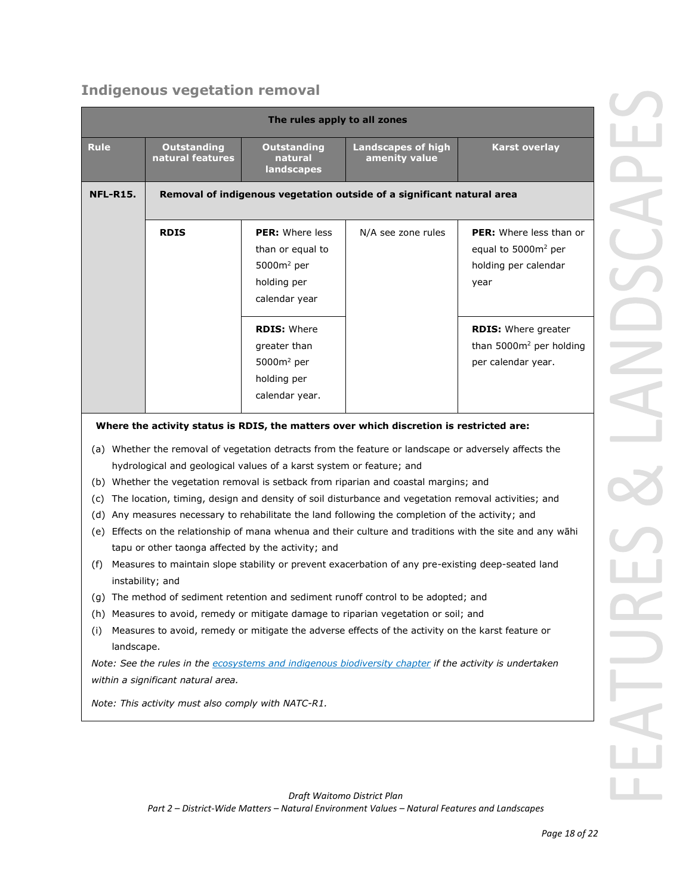## Indigenous vegetation removal

| The rules apply to all zones | | | | |
|---|---|---|---|---|
| **Rule** | **Outstanding natural features** | **Outstanding natural landscapes** | **Landscapes of high amenity value** | **Karst overlay** |
| **NFL-R15.** | **Removal of indigenous vegetation outside of a significant natural area** | | | |
| | **RDIS** | **PER:** Where less than or equal to 5000m$^2$ per holding per calendar year | N/A see zone rules | **PER:** Where less than or equal to 5000m$^2$ per holding per calendar year |
| | | **RDIS:** Where greater than 5000m$^2$ per holding per calendar year. | | **RDIS:** Where greater than 5000m$^2$ per holding per calendar year. |

**Where the activity status is RDIS, the matters over which discretion is restricted are:**

(a) Whether the removal of vegetation detracts from the feature or landscape or adversely affects the hydrological and geological values of a karst system or feature; and
(b) Whether the vegetation removal is setback from riparian and coastal margins; and
(c) The location, timing, design and density of soil disturbance and vegetation removal activities; and
(d) Any measures necessary to rehabilitate the land following the completion of the activity; and
(e) Effects on the relationship of mana whenua and their culture and traditions with the site and any wāhi tapu or other taonga affected by the activity; and
(f) Measures to maintain slope stability or prevent exacerbation of any pre-existing deep-seated land instability; and
(g) The method of sediment retention and sediment runoff control to be adopted; and
(h) Measures to avoid, remedy or mitigate damage to riparian vegetation or soil; and
(i) Measures to avoid, remedy or mitigate the adverse effects of the activity on the karst feature or landscape.

*Note: See the rules in the ecosystems and indigenous biodiversity chapter if the activity is undertaken within a significant natural area.*

*Note: This activity must also comply with NATC-R1.*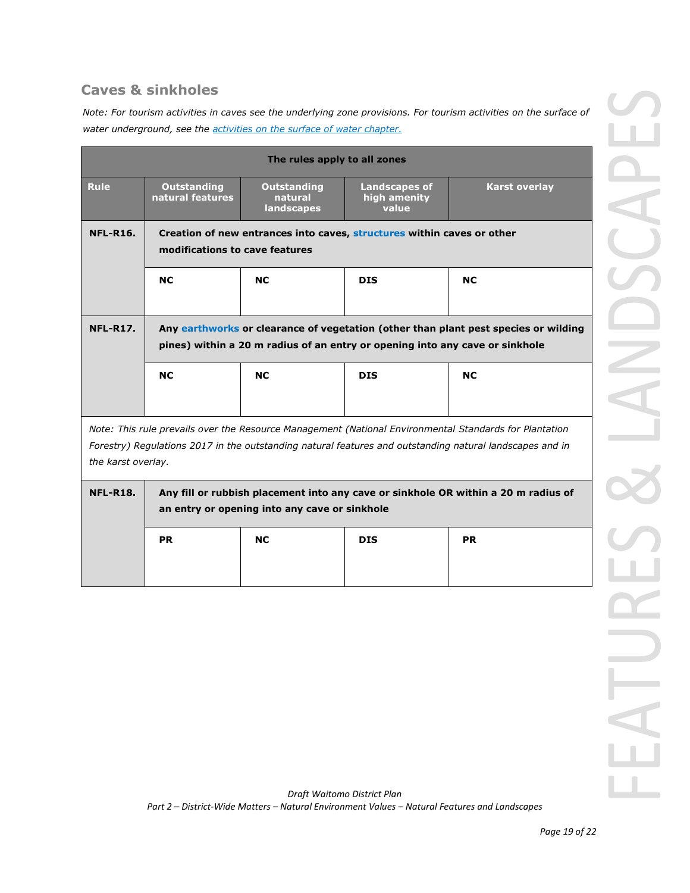## Caves & sinkholes

*Note: For tourism activities in caves see the underlying zone provisions. For tourism activities on the surface of water underground, see the activities on the surface of water chapter.*

| The rules apply to all zones | | | | |
|---|---|---|---|---|
| **Rule** | **Outstanding natural features** | **Outstanding natural landscapes** | **Landscapes of high amenity value** | **Karst overlay** |
| **NFL-R16.** | **Creation of new entrances into caves, structures within caves or other modifications to cave features** | | | |
| | **NC** | **NC** | **DIS** | **NC** |
| **NFL-R17.** | **Any earthworks or clearance of vegetation (other than plant pest species or wilding pines) within a 20 m radius of an entry or opening into any cave or sinkhole** | | | |
| | **NC** | **NC** | **DIS** | **NC** |
| *Note: This rule prevails over the Resource Management (National Environmental Standards for Plantation Forestry) Regulations 2017 in the outstanding natural features and outstanding natural landscapes and in the karst overlay.* | | | | |
| **NFL-R18.** | **Any fill or rubbish placement into any cave or sinkhole OR within a 20 m radius of an entry or opening into any cave or sinkhole** | | | |
| | **PR** | **NC** | **DIS** | **PR** |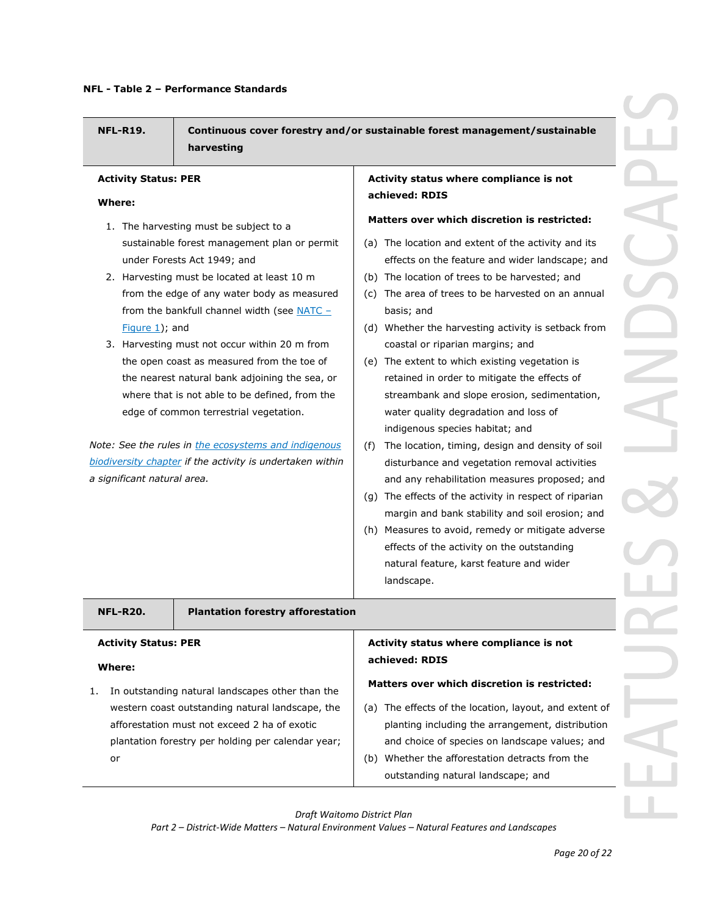**NFL - Table 2 – Performance Standards**

| **NFL-R19.** | **Continuous cover forestry and/or sustainable forest management/sustainable harvesting** |
|---|---|
| **Activity Status: PER**<br><br>**Where:**<br><br>1. The harvesting must be subject to a sustainable forest management plan or permit under Forests Act 1949; and<br>2. Harvesting must be located at least 10 m from the edge of any water body as measured from the bankfull channel width (see [NATC – Figure 1]()); and<br>3. Harvesting must not occur within 20 m from the open coast as measured from the toe of the nearest natural bank adjoining the sea, or where that is not able to be defined, from the edge of common terrestrial vegetation.<br><br>*Note: See the rules in [the ecosystems and indigenous biodiversity chapter]() if the activity is undertaken within a significant natural area.* | **Activity status where compliance is not achieved: RDIS**<br><br>**Matters over which discretion is restricted:**<br><br>(a) The location and extent of the activity and its effects on the feature and wider landscape; and<br>(b) The location of trees to be harvested; and<br>(c) The area of trees to be harvested on an annual basis; and<br>(d) Whether the harvesting activity is setback from coastal or riparian margins; and<br>(e) The extent to which existing vegetation is retained in order to mitigate the effects of streambank and slope erosion, sedimentation, water quality degradation and loss of indigenous species habitat; and<br>(f) The location, timing, design and density of soil disturbance and vegetation removal activities and any rehabilitation measures proposed; and<br>(g) The effects of the activity in respect of riparian margin and bank stability and soil erosion; and<br>(h) Measures to avoid, remedy or mitigate adverse effects of the activity on the outstanding natural feature, karst feature and wider landscape. |
| **NFL-R20.** | **Plantation forestry afforestation** |
| **Activity Status: PER**<br><br>**Where:**<br><br>1. In outstanding natural landscapes other than the western coast outstanding natural landscape, the afforestation must not exceed 2 ha of exotic plantation forestry per holding per calendar year; or | **Activity status where compliance is not achieved: RDIS**<br><br>**Matters over which discretion is restricted:**<br><br>(a) The effects of the location, layout, and extent of planting including the arrangement, distribution and choice of species on landscape values; and<br>(b) Whether the afforestation detracts from the outstanding natural landscape; and |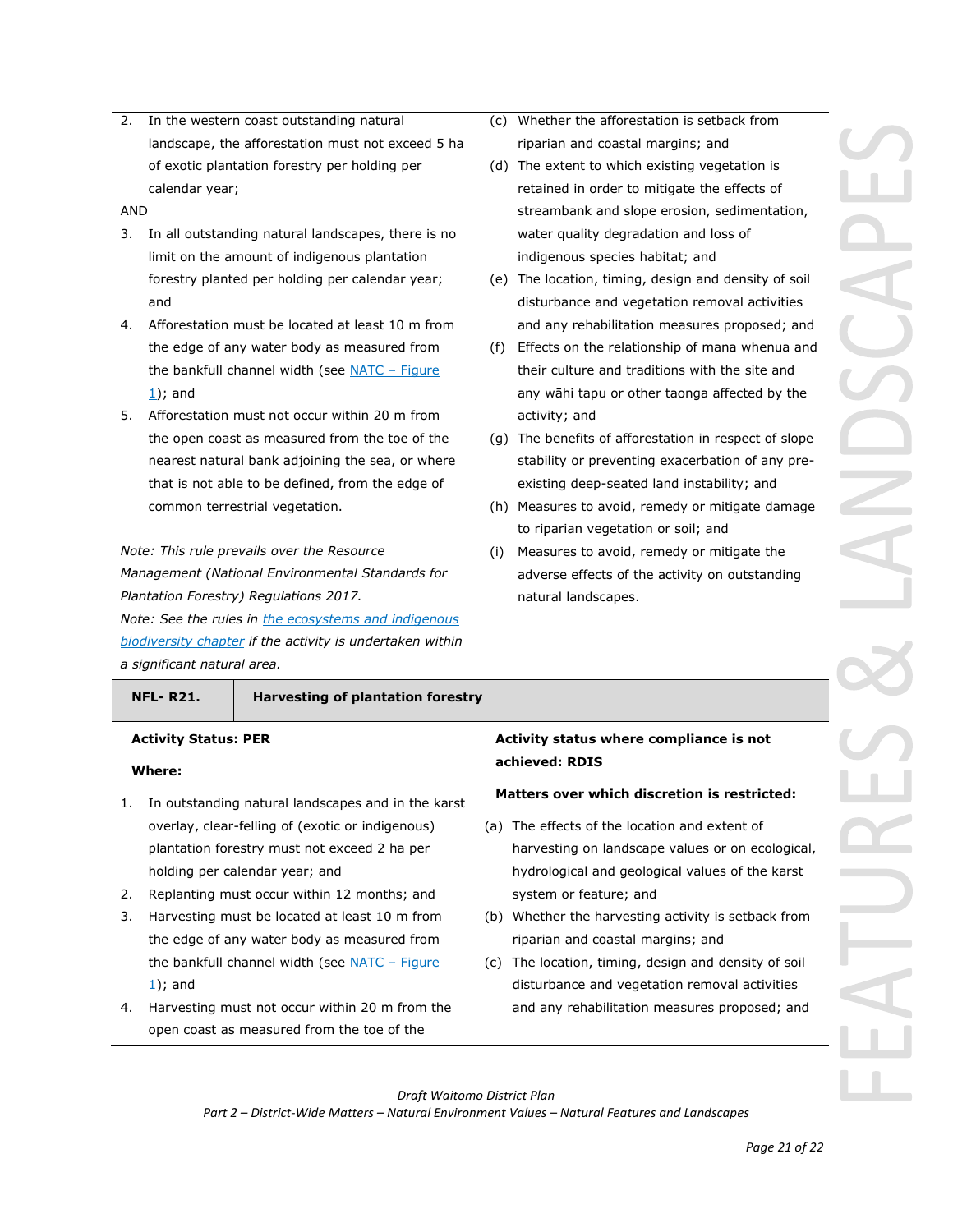| | |
|---|---|
| 2. In the western coast outstanding natural landscape, the afforestation must not exceed 5 ha of exotic plantation forestry per holding per calendar year;<br><br>AND<br><br>3. In all outstanding natural landscapes, there is no limit on the amount of indigenous plantation forestry planted per holding per calendar year; and<br>4. Afforestation must be located at least 10 m from the edge of any water body as measured from the bankfull channel width (see NATC – Figure 1); and<br>5. Afforestation must not occur within 20 m from the open coast as measured from the toe of the nearest natural bank adjoining the sea, or where that is not able to be defined, from the edge of common terrestrial vegetation.<br><br>*Note: This rule prevails over the Resource Management (National Environmental Standards for Plantation Forestry) Regulations 2017.*<br>*Note: See the rules in the ecosystems and indigenous biodiversity chapter if the activity is undertaken within a significant natural area.* | (c) Whether the afforestation is setback from riparian and coastal margins; and<br>(d) The extent to which existing vegetation is retained in order to mitigate the effects of streambank and slope erosion, sedimentation, water quality degradation and loss of indigenous species habitat; and<br>(e) The location, timing, design and density of soil disturbance and vegetation removal activities and any rehabilitation measures proposed; and<br>(f) Effects on the relationship of mana whenua and their culture and traditions with the site and any wāhi tapu or other taonga affected by the activity; and<br>(g) The benefits of afforestation in respect of slope stability or preventing exacerbation of any pre-existing deep-seated land instability; and<br>(h) Measures to avoid, remedy or mitigate damage to riparian vegetation or soil; and<br>(i) Measures to avoid, remedy or mitigate the adverse effects of the activity on outstanding natural landscapes. |
| **NFL- R21.** | **Harvesting of plantation forestry** |
| **Activity Status: PER**<br><br>**Where:**<br><br>1. In outstanding natural landscapes and in the karst overlay, clear-felling of (exotic or indigenous) plantation forestry must not exceed 2 ha per holding per calendar year; and<br>2. Replanting must occur within 12 months; and<br>3. Harvesting must be located at least 10 m from the edge of any water body as measured from the bankfull channel width (see NATC – Figure 1); and<br>4. Harvesting must not occur within 20 m from the open coast as measured from the toe of the | **Activity status where compliance is not achieved: RDIS**<br><br>**Matters over which discretion is restricted:**<br><br>(a) The effects of the location and extent of harvesting on landscape values or on ecological, hydrological and geological values of the karst system or feature; and<br>(b) Whether the harvesting activity is setback from riparian and coastal margins; and<br>(c) The location, timing, design and density of soil disturbance and vegetation removal activities and any rehabilitation measures proposed; and |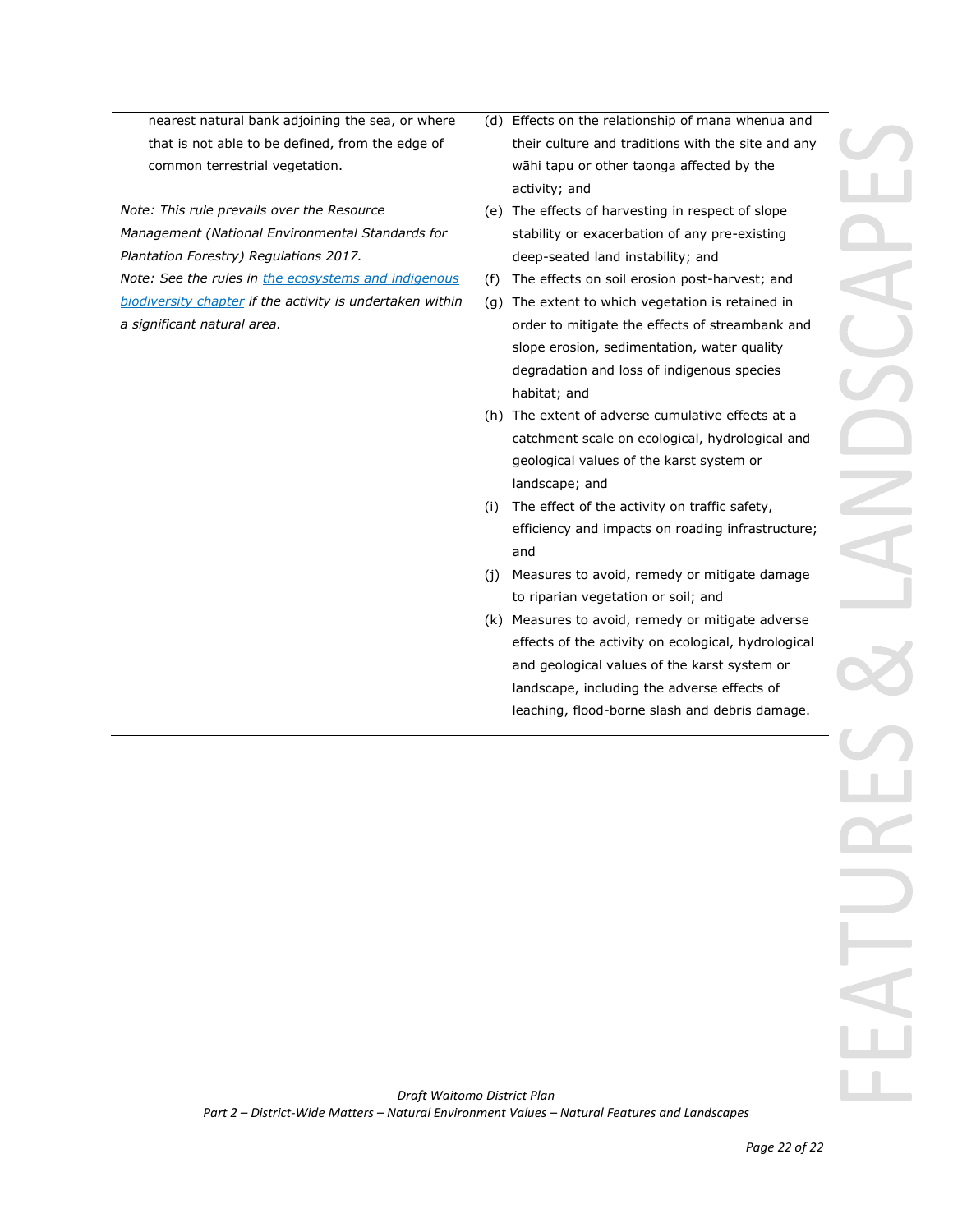| | |
|---|---|
| nearest natural bank adjoining the sea, or where that is not able to be defined, from the edge of common terrestrial vegetation.<br><br>*Note: This rule prevails over the Resource Management (National Environmental Standards for Plantation Forestry) Regulations 2017.*<br>*Note: See the rules in [the ecosystems and indigenous biodiversity chapter] if the activity is undertaken within a significant natural area.* | (d) Effects on the relationship of mana whenua and their culture and traditions with the site and any wāhi tapu or other taonga affected by the activity; and<br>(e) The effects of harvesting in respect of slope stability or exacerbation of any pre-existing deep-seated land instability; and<br>(f) The effects on soil erosion post-harvest; and<br>(g) The extent to which vegetation is retained in order to mitigate the effects of streambank and slope erosion, sedimentation, water quality degradation and loss of indigenous species habitat; and<br>(h) The extent of adverse cumulative effects at a catchment scale on ecological, hydrological and geological values of the karst system or landscape; and<br>(i) The effect of the activity on traffic safety, efficiency and impacts on roading infrastructure; and<br>(j) Measures to avoid, remedy or mitigate damage to riparian vegetation or soil; and<br>(k) Measures to avoid, remedy or mitigate adverse effects of the activity on ecological, hydrological and geological values of the karst system or landscape, including the adverse effects of leaching, flood-borne slash and debris damage. |